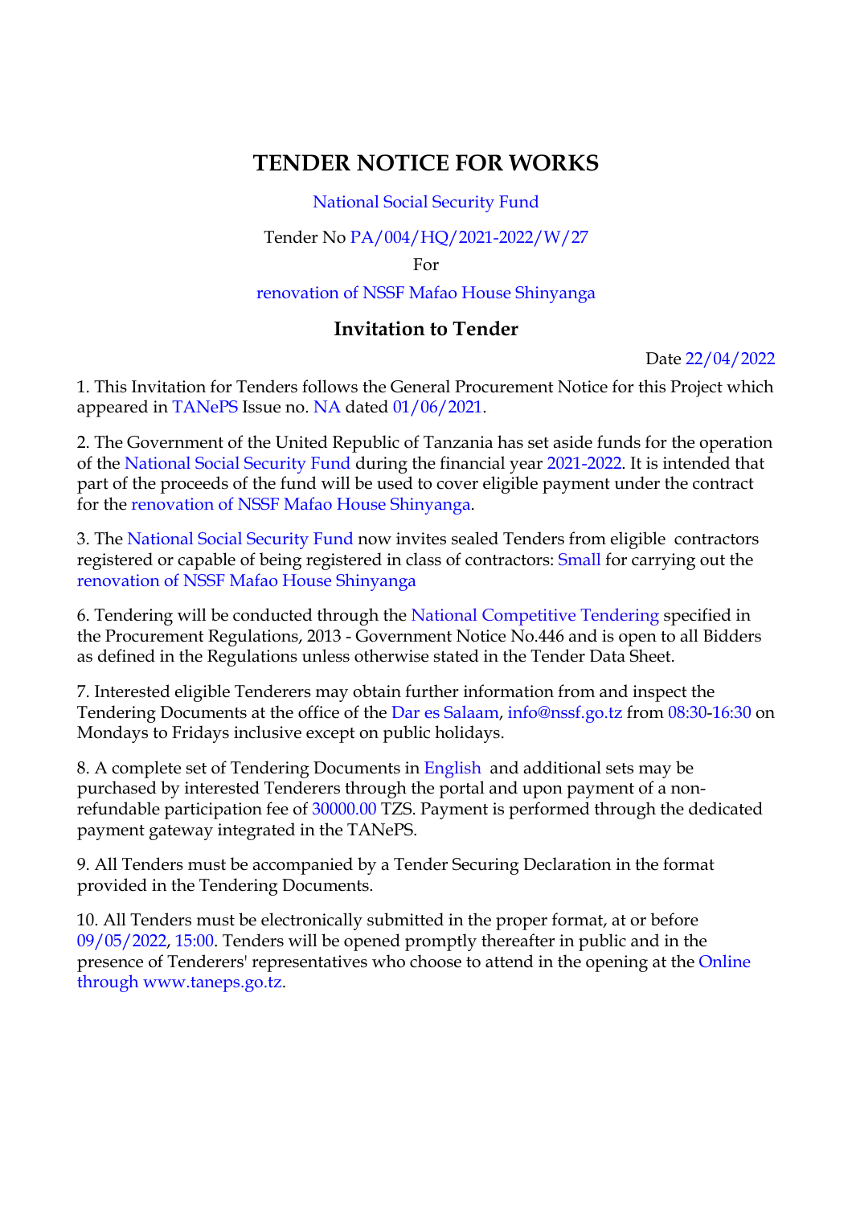# TENDER NOTICE FOR WORKS

National Social Security Fund

Tender No PA/004/HQ/2021-2022/W/27

For

renovation of NSSF Mafao House Shinyanga

## Invitation to Tender

Date 22/04/2022

1. This Invitation for Tenders follows the General Procurement Notice for this Project which appeared in TANePS Issue no. NA dated 01/06/2021.

2. The Government of the United Republic of Tanzania has set aside funds for the operation of the National Social Security Fund during the financial year 2021-2022. It is intended that part of the proceeds of the fund will be used to cover eligible payment under the contract for the renovation of NSSF Mafao House Shinyanga.

3. The National Social Security Fund now invites sealed Tenders from eligible contractors registered or capable of being registered in class of contractors: Small for carrying out the renovation of NSSF Mafao House Shinyanga

6. Tendering will be conducted through the National Competitive Tendering specified in the Procurement Regulations, 2013 - Government Notice No.446 and is open to all Bidders as defined in the Regulations unless otherwise stated in the Tender Data Sheet.

7. Interested eligible Tenderers may obtain further information from and inspect the Tendering Documents at the office of the Dar es Salaam, info@nssf.go.tz from 08:30-16:30 on Mondays to Fridays inclusive except on public holidays.

8. A complete set of Tendering Documents in English and additional sets may be purchased by interested Tenderers through the portal and upon payment of a non-refundable participation fee of 30000.00 TZS. Payment is performed through the dedicated payment gateway integrated in the TANePS.

9. All Tenders must be accompanied by a Tender Securing Declaration in the format provided in the Tendering Documents.

10. All Tenders must be electronically submitted in the proper format, at or before 09/05/2022, 15:00. Tenders will be opened promptly thereafter in public and in the presence of Tenderers' representatives who choose to attend in the opening at the Online through www.taneps.go.tz.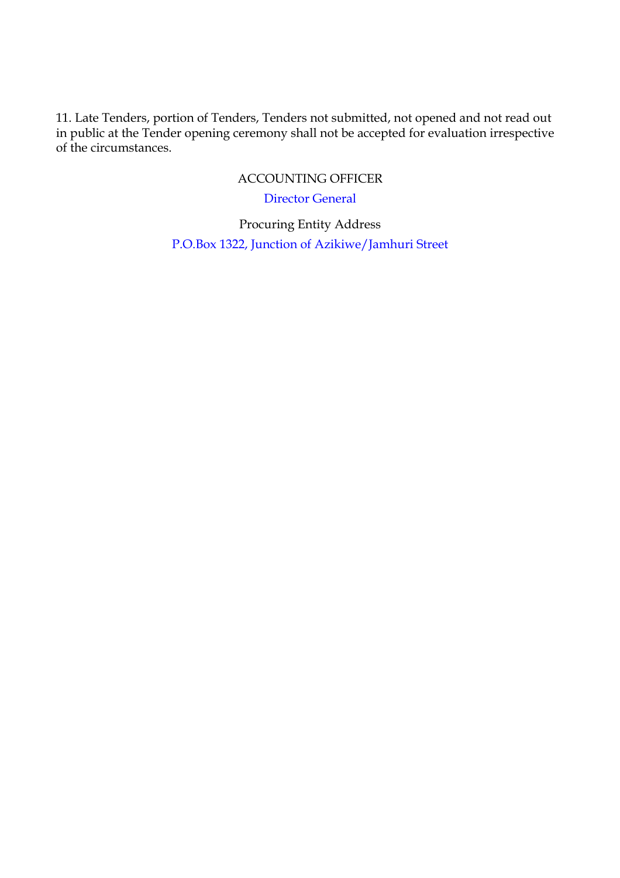11. Late Tenders, portion of Tenders, Tenders not submitted, not opened and not read out in public at the Tender opening ceremony shall not be accepted for evaluation irrespective of the circumstances.

ACCOUNTING OFFICER

Director General

Procuring Entity Address

P.O.Box 1322, Junction of Azikiwe/Jamhuri Street